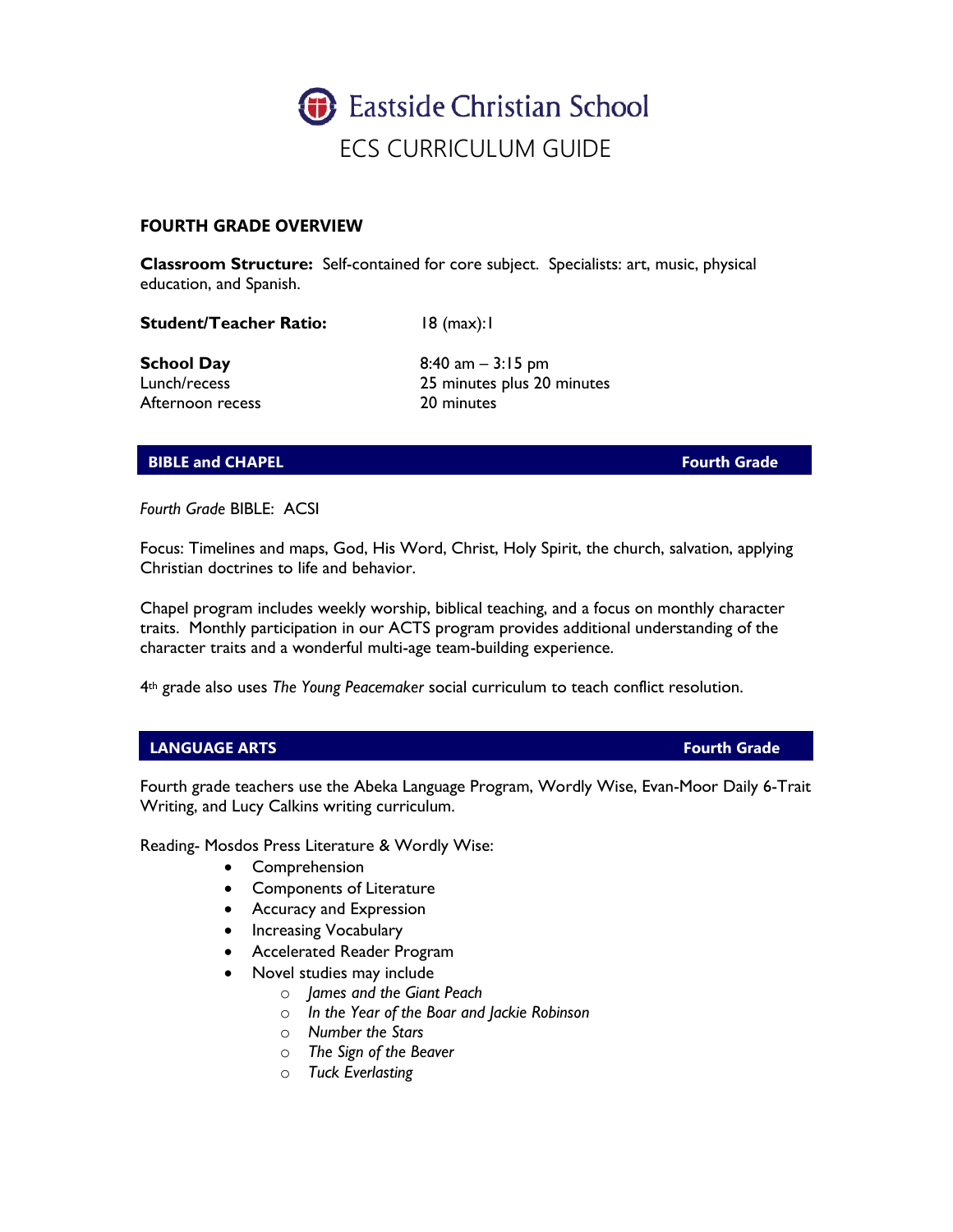# Eastside Christian School

## ECS CURRICULUM GUIDE

### FOURTH GRADE OVERVIEW

**Classroom Structure:** Self-contained for core subject. Specialists: art, music, physical education, and Spanish.

**Student/Teacher Ratio:** 18 (max):1

**School Day** 8:40 am – 3:15 pm
Lunch/recess 25 minutes plus 20 minutes
Afternoon recess 20 minutes

### BIBLE and CHAPEL — Fourth Grade

*Fourth Grade* BIBLE: ACSI

Focus: Timelines and maps, God, His Word, Christ, Holy Spirit, the church, salvation, applying Christian doctrines to life and behavior.

Chapel program includes weekly worship, biblical teaching, and a focus on monthly character traits. Monthly participation in our ACTS program provides additional understanding of the character traits and a wonderful multi-age team-building experience.

4th grade also uses *The Young Peacemaker* social curriculum to teach conflict resolution.

### LANGUAGE ARTS — Fourth Grade

Fourth grade teachers use the Abeka Language Program, Wordly Wise, Evan-Moor Daily 6-Trait Writing, and Lucy Calkins writing curriculum.

Reading- Mosdos Press Literature & Wordly Wise:

- Comprehension
- Components of Literature
- Accuracy and Expression
- Increasing Vocabulary
- Accelerated Reader Program
- Novel studies may include
  - *James and the Giant Peach*
  - *In the Year of the Boar and Jackie Robinson*
  - *Number the Stars*
  - *The Sign of the Beaver*
  - *Tuck Everlasting*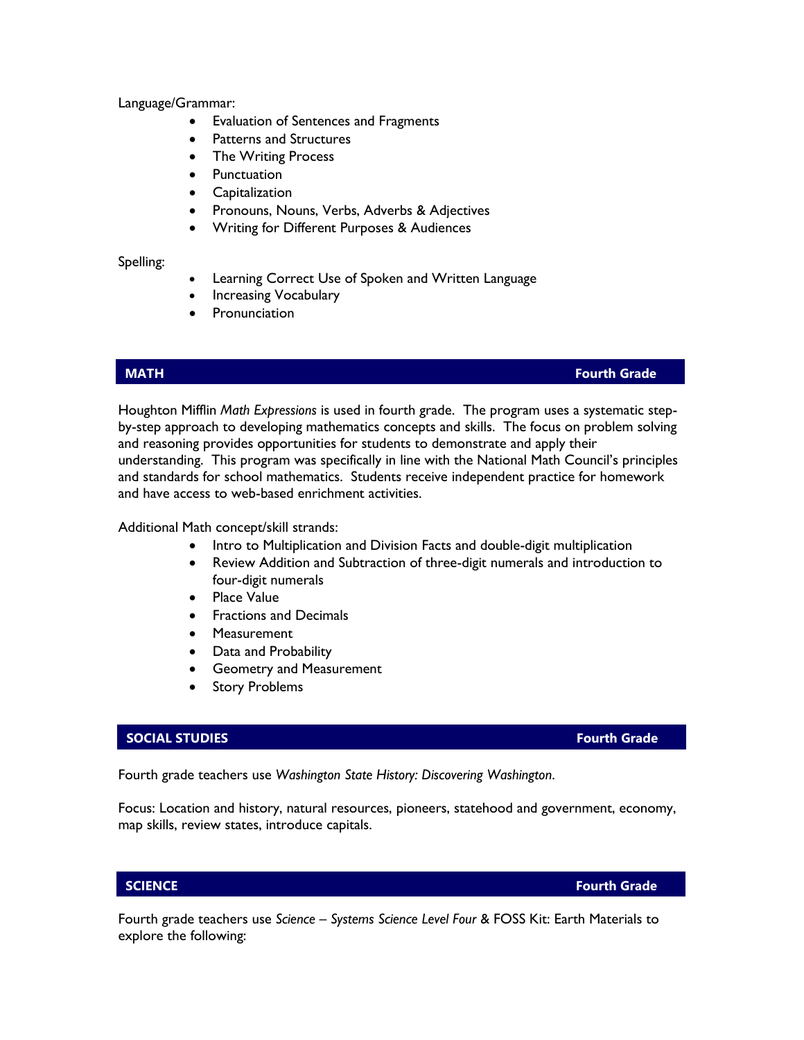Language/Grammar:

- Evaluation of Sentences and Fragments
- Patterns and Structures
- The Writing Process
- Punctuation
- Capitalization
- Pronouns, Nouns, Verbs, Adverbs & Adjectives
- Writing for Different Purposes & Audiences

Spelling:

- Learning Correct Use of Spoken and Written Language
- Increasing Vocabulary
- Pronunciation

## MATH — Fourth Grade

Houghton Mifflin *Math Expressions* is used in fourth grade. The program uses a systematic step-by-step approach to developing mathematics concepts and skills. The focus on problem solving and reasoning provides opportunities for students to demonstrate and apply their understanding. This program was specifically in line with the National Math Council's principles and standards for school mathematics. Students receive independent practice for homework and have access to web-based enrichment activities.

Additional Math concept/skill strands:

- Intro to Multiplication and Division Facts and double-digit multiplication
- Review Addition and Subtraction of three-digit numerals and introduction to four-digit numerals
- Place Value
- Fractions and Decimals
- Measurement
- Data and Probability
- Geometry and Measurement
- Story Problems

## SOCIAL STUDIES — Fourth Grade

Fourth grade teachers use *Washington State History: Discovering Washington*.

Focus: Location and history, natural resources, pioneers, statehood and government, economy, map skills, review states, introduce capitals.

## SCIENCE — Fourth Grade

Fourth grade teachers use *Science – Systems Science Level Four* & FOSS Kit: Earth Materials to explore the following: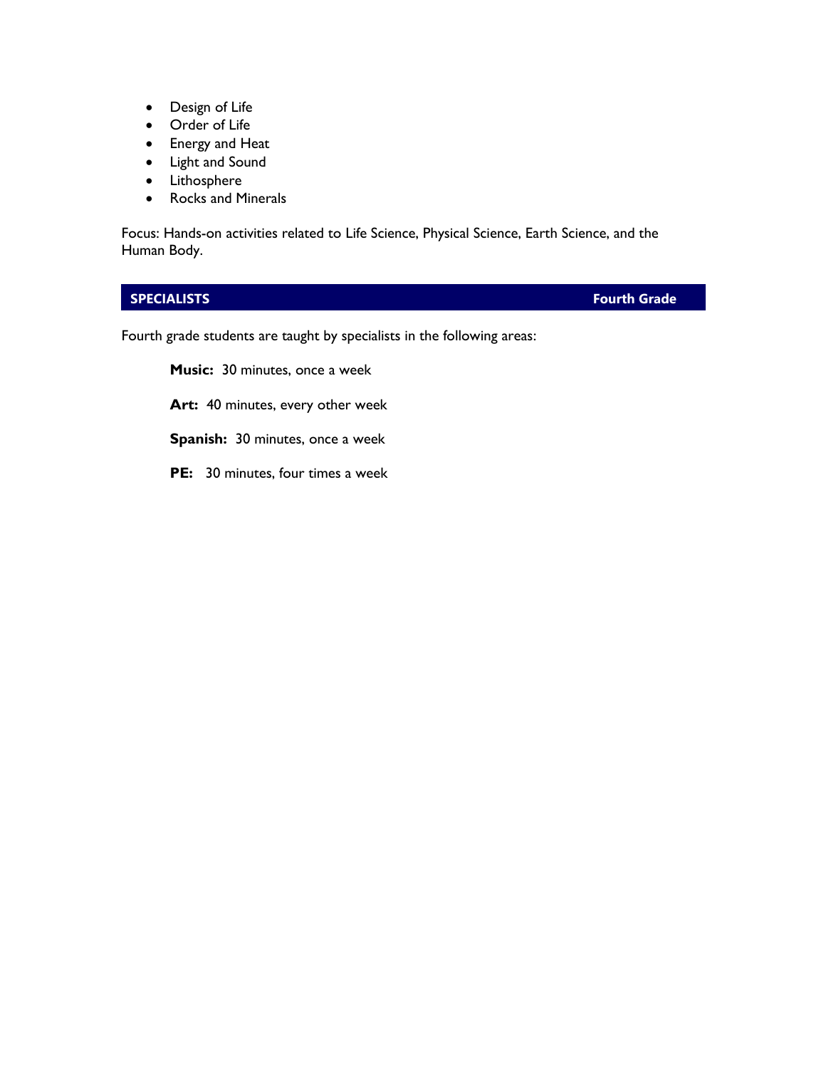- Design of Life
- Order of Life
- Energy and Heat
- Light and Sound
- Lithosphere
- Rocks and Minerals

Focus: Hands-on activities related to Life Science, Physical Science, Earth Science, and the Human Body.

## SPECIALISTS — Fourth Grade

Fourth grade students are taught by specialists in the following areas:

**Music:** 30 minutes, once a week

**Art:** 40 minutes, every other week

**Spanish:** 30 minutes, once a week

**PE:** 30 minutes, four times a week